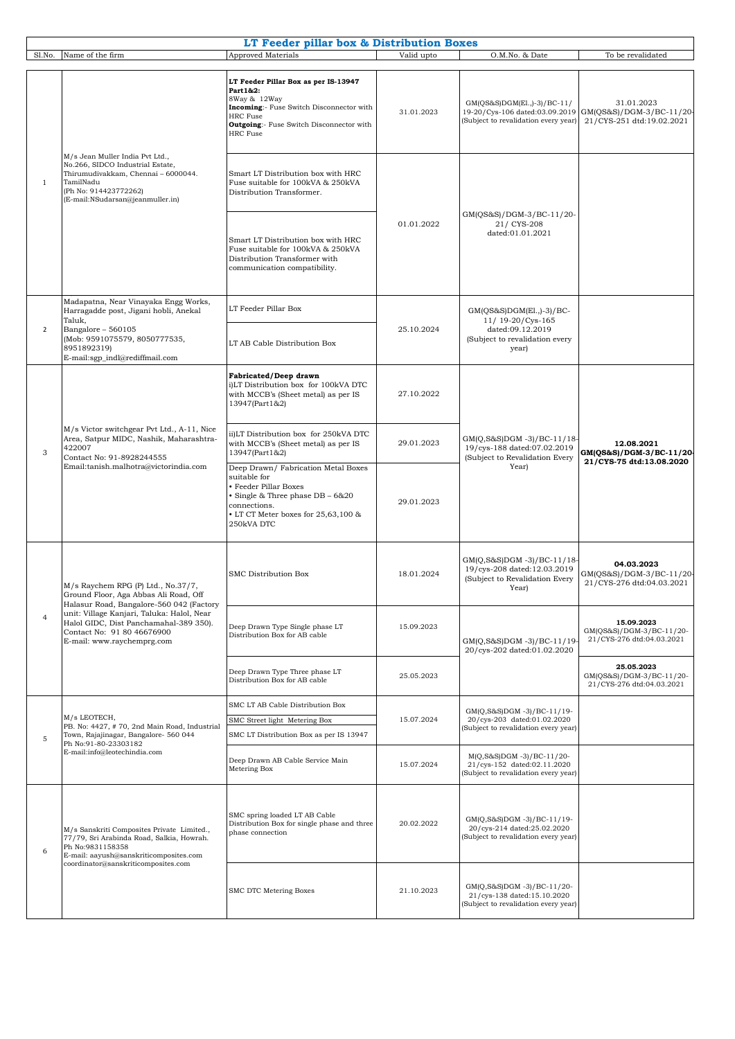# LT Feeder pillar box & Distribution Boxes

| Sl.No. | Name of the firm | Approved Materials | Valid upto | O.M.No. & Date | To be revalidated |
|---|---|---|---|---|---|
| 1 | M/s Jean Muller India Pvt Ltd., No.266, SIDCO Industrial Estate, Thirumudivakkam, Chennai – 6000044. TamilNadu (Ph No: 914423772262) (E-mail:NSudarsan@jeanmuller.in) | **LT Feeder Pillar Box as per IS-13947 Part1&2:** 8Way & 12Way **Incoming**:- Fuse Switch Disconnector with HRC Fuse **Outgoing**:- Fuse Switch Disconnector with HRC Fuse | 31.01.2023 | GM(QS&S)DGM(El.,)-3)/BC-11/ 19-20/Cys-106 dated:03.09.2019 (Subject to revalidation every year) | 31.01.2023 GM(QS&S)/DGM-3/BC-11/20-21/CYS-251 dtd:19.02.2021 |
| | | Smart LT Distribution box with HRC Fuse suitable for 100kVA & 250kVA Distribution Transformer. | 01.01.2022 | GM(QS&S)/DGM-3/BC-11/20-21/ CYS-208 dated:01.01.2021 | |
| | | Smart LT Distribution box with HRC Fuse suitable for 100kVA & 250kVA Distribution Transformer with communication compatibility. | | | |
| 2 | Madapatna, Near Vinayaka Engg Works, Harragadde post, Jigani hobli, Anekal Taluk, Bangalore – 560105 (Mob: 9591075579, 8050777535, 8951892319) E-mail:sgp_indl@rediffmail.com | LT Feeder Pillar Box | 25.10.2024 | GM(QS&S)DGM(El.,)-3)/BC-11/ 19-20/Cys-165 dated:09.12.2019 (Subject to revalidation every year) | |
| | | LT AB Cable Distribution Box | | | |
| 3 | M/s Victor switchgear Pvt Ltd., A-11, Nice Area, Satpur MIDC, Nashik, Maharashtra-422007 Contact No: 91-8928244555 Email:tanish.malhotra@victorindia.com | **Fabricated/Deep drawn** i)LT Distribution box for 100kVA DTC with MCCB's (Sheet metal) as per IS 13947(Part1&2) | 27.10.2022 | GM(Q,S&S)DGM -3)/BC-11/18-19/cys-188 dated:07.02.2019 (Subject to Revalidation Every Year) | **12.08.2021 GM(QS&S)/DGM-3/BC-11/20-21/CYS-75 dtd:13.08.2020** |
| | | ii)LT Distribution box for 250kVA DTC with MCCB's (Sheet metal) as per IS 13947(Part1&2) | 29.01.2023 | | |
| | | Deep Drawn/ Fabrication Metal Boxes suitable for • Feeder Pillar Boxes • Single & Three phase DB – 6&20 connections. • LT CT Meter boxes for 25,63,100 & 250kVA DTC | 29.01.2023 | | |
| 4 | M/s Raychem RPG (P) Ltd., No.37/7, Ground Floor, Aga Abbas Ali Road, Off Halasur Road, Bangalore-560 042 (Factory unit: Village Kanjari, Taluka: Halol, Near Halol GIDC, Dist Panchamahal-389 350). Contact No: 91 80 46676900 E-mail: www.raychemprg.com | SMC Distribution Box | 18.01.2024 | GM(Q,S&S)DGM -3)/BC-11/18-19/cys-208 dated:12.03.2019 (Subject to Revalidation Every Year) | **04.03.2023** GM(QS&S)/DGM-3/BC-11/20-21/CYS-276 dtd:04.03.2021 |
| | | Deep Drawn Type Single phase LT Distribution Box for AB cable | 15.09.2023 | GM(Q,S&S)DGM -3)/BC-11/19-20/cys-202 dated:01.02.2020 | **15.09.2023** GM(QS&S)/DGM-3/BC-11/20-21/CYS-276 dtd:04.03.2021 |
| | | Deep Drawn Type Three phase LT Distribution Box for AB cable | 25.05.2023 | | **25.05.2023** GM(QS&S)/DGM-3/BC-11/20-21/CYS-276 dtd:04.03.2021 |
| 5 | M/s LEOTECH, PB. No: 4427, # 70, 2nd Main Road, Industrial Town, Rajajinagar, Bangalore- 560 044 Ph No:91-80-23303182 E-mail:info@leotechindia.com | SMC LT AB Cable Distribution Box | 15.07.2024 | GM(Q,S&S)DGM -3)/BC-11/19-20/cys-203 dated:01.02.2020 (Subject to revalidation every year) | |
| | | SMC Street light Metering Box | | | |
| | | SMC LT Distribution Box as per IS 13947 | | | |
| | | Deep Drawn AB Cable Service Main Metering Box | 15.07.2024 | M(Q,S&S)DGM -3)/BC-11/20-21/cys-152 dated:02.11.2020 (Subject to revalidation every year) | |
| 6 | M/s Sanskriti Composites Private Limited., 77/79, Sri Arabinda Road, Salkia, Howrah. Ph No:9831158358 E-mail: aayush@sanskriticomposites.com coordinator@sanskriticomposites.com | SMC spring loaded LT AB Cable Distribution Box for single phase and three phase connection | 20.02.2022 | GM(Q,S&S)DGM -3)/BC-11/19-20/cys-214 dated:25.02.2020 (Subject to revalidation every year) | |
| | | SMC DTC Metering Boxes | 21.10.2023 | GM(Q,S&S)DGM -3)/BC-11/20-21/cys-138 dated:15.10.2020 (Subject to revalidation every year) | |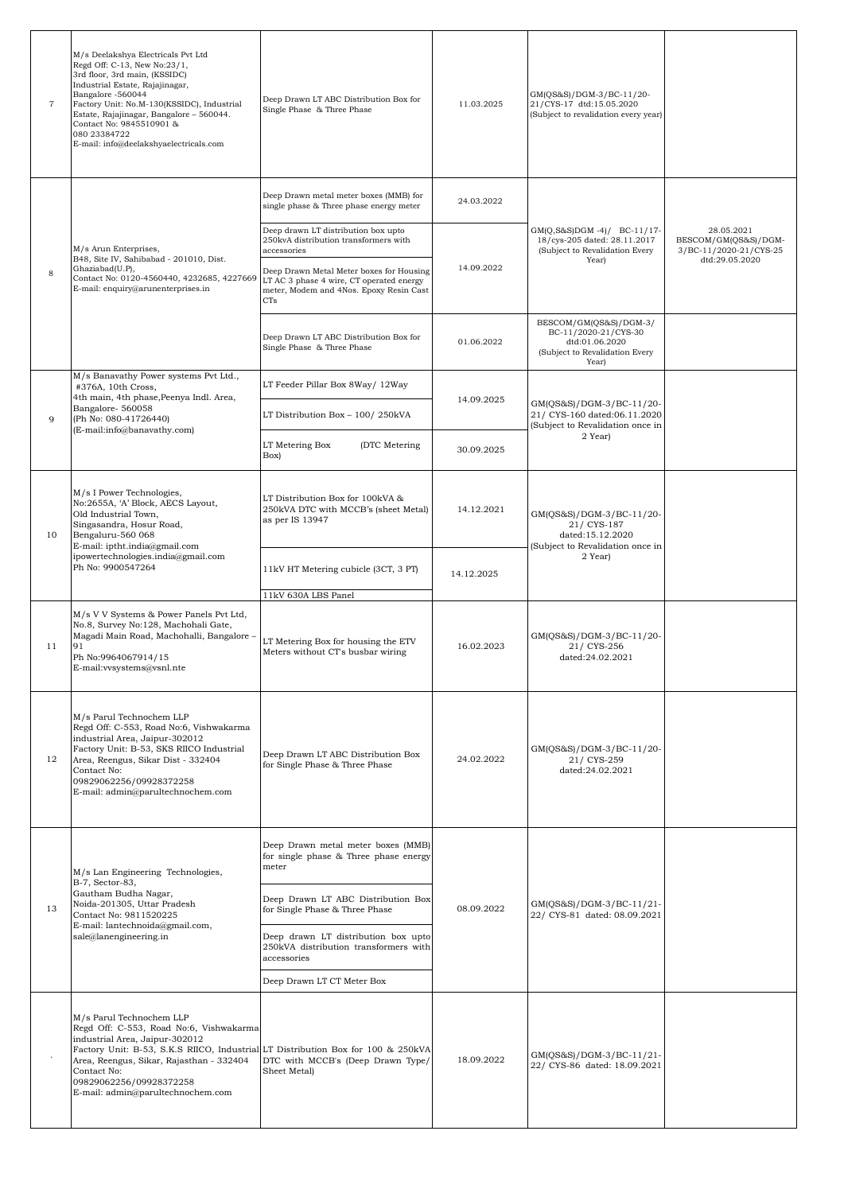| | | | | | |
|---|---|---|---|---|---|
| 7 | M/s Deelakshya Electricals Pvt Ltd<br>Regd Off: C-13, New No:23/1,<br>3rd floor, 3rd main, (KSSIDC)<br>Industrial Estate, Rajajinagar,<br>Bangalore -560044<br>Factory Unit: No.M-130(KSSIDC), Industrial Estate, Rajajinagar, Bangalore – 560044.<br>Contact No: 9845510901 &<br>080 23384722<br>E-mail: info@deelakshyaelectricals.com | Deep Drawn LT ABC Distribution Box for Single Phase & Three Phase | 11.03.2025 | GM(QS&S)/DGM-3/BC-11/20-21/CYS-17 dtd:15.05.2020<br>(Subject to revalidation every year) | |
| 8 | M/s Arun Enterprises,<br>B48, Site IV, Sahibabad - 201010, Dist. Ghaziabad(U.P),<br>Contact No: 0120-4560440, 4232685, 4227669<br>E-mail: enquiry@arunenterprises.in | Deep Drawn metal meter boxes (MMB) for single phase & Three phase energy meter | 24.03.2022 | GM(Q,S&S)DGM -4)/ BC-11/17-18/cys-205 dated: 28.11.2017<br>(Subject to Revalidation Every Year) | 28.05.2021<br>BESCOM/GM(QS&S)/DGM-3/BC-11/2020-21/CYS-25<br>dtd:29.05.2020 |
| | | Deep drawn LT distribution box upto 250kvA distribution transformers with accessories | 14.09.2022 | | |
| | | Deep Drawn Metal Meter boxes for Housing LT AC 3 phase 4 wire, CT operated energy meter, Modem and 4Nos. Epoxy Resin Cast CTs | | | |
| | | Deep Drawn LT ABC Distribution Box for Single Phase & Three Phase | 01.06.2022 | BESCOM/GM(QS&S)/DGM-3/<br>BC-11/2020-21/CYS-30<br>dtd:01.06.2020<br>(Subject to Revalidation Every Year) | |
| 9 | M/s Banavathy Power systems Pvt Ltd.,<br>#376A, 10th Cross,<br>4th main, 4th phase,Peenya Indl. Area,<br>Bangalore- 560058<br>(Ph No: 080-41726440)<br>(E-mail:info@banavathy.com) | LT Feeder Pillar Box 8Way/ 12Way | 14.09.2025 | GM(QS&S)/DGM-3/BC-11/20-21/ CYS-160 dated:06.11.2020<br>(Subject to Revalidation once in 2 Year) | |
| | | LT Distribution Box – 100/ 250kVA | | | |
| | | LT Metering Box (DTC Metering Box) | 30.09.2025 | | |
| 10 | M/s I Power Technologies,<br>No:2655A, 'A' Block, AECS Layout,<br>Old Industrial Town,<br>Singasandra, Hosur Road,<br>Bengaluru-560 068<br>E-mail: iptht.india@gmail.com<br>ipowertechnologies.india@gmail.com<br>Ph No: 9900547264 | LT Distribution Box for 100kVA & 250kVA DTC with MCCB's (sheet Metal) as per IS 13947 | 14.12.2021 | GM(QS&S)/DGM-3/BC-11/20-21/ CYS-187<br>dated:15.12.2020<br>(Subject to Revalidation once in 2 Year) | |
| | | 11kV HT Metering cubicle (3CT, 3 PT) | 14.12.2025 | | |
| | | 11kV 630A LBS Panel | | | |
| 11 | M/s V V Systems & Power Panels Pvt Ltd,<br>No.8, Survey No:128, Machohali Gate,<br>Magadi Main Road, Machohalli, Bangalore – 91<br>Ph No:9964067914/15<br>E-mail:vvsystems@vsnl.nte | LT Metering Box for housing the ETV Meters without CT's busbar wiring | 16.02.2023 | GM(QS&S)/DGM-3/BC-11/20-21/ CYS-256<br>dated:24.02.2021 | |
| 12 | M/s Parul Technochem LLP<br>Regd Off: C-553, Road No:6, Vishwakarma industrial Area, Jaipur-302012<br>Factory Unit: B-53, SKS RIICO Industrial Area, Reengus, Sikar Dist - 332404<br>Contact No:<br>09829062256/09928372258<br>E-mail: admin@parultechnochem.com | Deep Drawn LT ABC Distribution Box for Single Phase & Three Phase | 24.02.2022 | GM(QS&S)/DGM-3/BC-11/20-21/ CYS-259<br>dated:24.02.2021 | |
| 13 | M/s Lan Engineering Technologies,<br>B-7, Sector-83,<br>Gautham Budha Nagar,<br>Noida-201305, Uttar Pradesh<br>Contact No: 9811520225<br>E-mail: lantechnoida@gmail.com,<br>sale@lanengineering.in | Deep Drawn metal meter boxes (MMB) for single phase & Three phase energy meter | 08.09.2022 | GM(QS&S)/DGM-3/BC-11/21-22/ CYS-81 dated: 08.09.2021 | |
| | | Deep Drawn LT ABC Distribution Box for Single Phase & Three Phase | | | |
| | | Deep drawn LT distribution box upto 250kVA distribution transformers with accessories | | | |
| | | Deep Drawn LT CT Meter Box | | | |
| ` | M/s Parul Technochem LLP<br>Regd Off: C-553, Road No:6, Vishwakarma industrial Area, Jaipur-302012<br>Factory Unit: B-53, S.K.S RIICO, Industrial Area, Reengus, Sikar, Rajasthan - 332404<br>Contact No:<br>09829062256/09928372258<br>E-mail: admin@parultechnochem.com | LT Distribution Box for 100 & 250kVA DTC with MCCB's (Deep Drawn Type/ Sheet Metal) | 18.09.2022 | GM(QS&S)/DGM-3/BC-11/21-22/ CYS-86 dated: 18.09.2021 | |